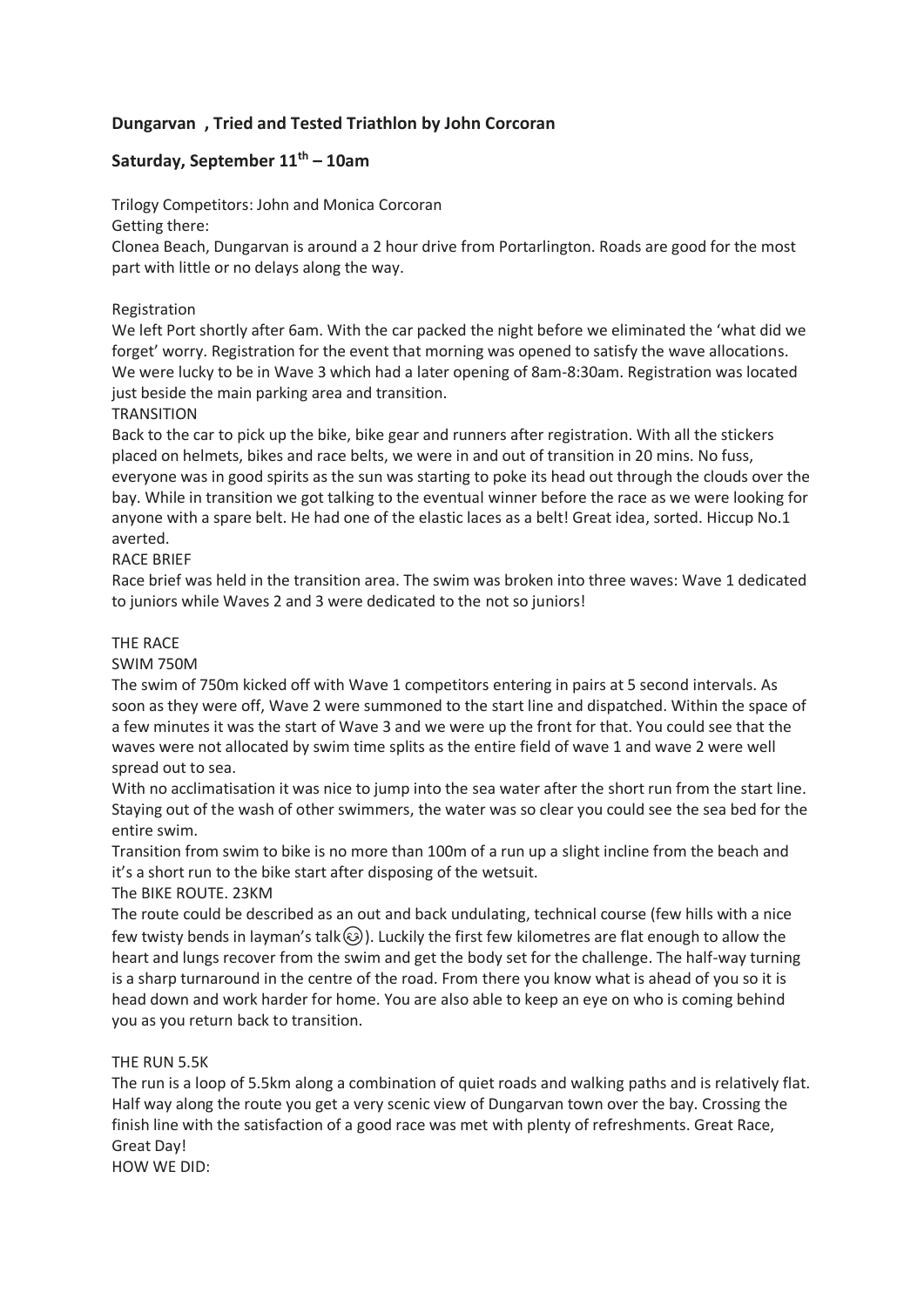# Dungarvan , Tried and Tested Triathlon by John Corcoran

## Saturday, September 11th – 10am

Trilogy Competitors: John and Monica Corcoran

Getting there:

Clonea Beach, Dungarvan is around a 2 hour drive from Portarlington. Roads are good for the most part with little or no delays along the way.

Registration

We left Port shortly after 6am. With the car packed the night before we eliminated the 'what did we forget' worry. Registration for the event that morning was opened to satisfy the wave allocations. We were lucky to be in Wave 3 which had a later opening of 8am-8:30am. Registration was located just beside the main parking area and transition.

TRANSITION

Back to the car to pick up the bike, bike gear and runners after registration. With all the stickers placed on helmets, bikes and race belts, we were in and out of transition in 20 mins. No fuss, everyone was in good spirits as the sun was starting to poke its head out through the clouds over the bay. While in transition we got talking to the eventual winner before the race as we were looking for anyone with a spare belt. He had one of the elastic laces as a belt! Great idea, sorted. Hiccup No.1 averted.

RACE BRIEF

Race brief was held in the transition area. The swim was broken into three waves: Wave 1 dedicated to juniors while Waves 2 and 3 were dedicated to the not so juniors!

THE RACE

SWIM 750M

The swim of 750m kicked off with Wave 1 competitors entering in pairs at 5 second intervals. As soon as they were off, Wave 2 were summoned to the start line and dispatched. Within the space of a few minutes it was the start of Wave 3 and we were up the front for that. You could see that the waves were not allocated by swim time splits as the entire field of wave 1 and wave 2 were well spread out to sea.

With no acclimatisation it was nice to jump into the sea water after the short run from the start line. Staying out of the wash of other swimmers, the water was so clear you could see the sea bed for the entire swim.

Transition from swim to bike is no more than 100m of a run up a slight incline from the beach and it's a short run to the bike start after disposing of the wetsuit.

The BIKE ROUTE. 23KM

The route could be described as an out and back undulating, technical course (few hills with a nice few twisty bends in layman's talk😉). Luckily the first few kilometres are flat enough to allow the heart and lungs recover from the swim and get the body set for the challenge. The half-way turning is a sharp turnaround in the centre of the road. From there you know what is ahead of you so it is head down and work harder for home. You are also able to keep an eye on who is coming behind you as you return back to transition.

THE RUN 5.5K

The run is a loop of 5.5km along a combination of quiet roads and walking paths and is relatively flat. Half way along the route you get a very scenic view of Dungarvan town over the bay. Crossing the finish line with the satisfaction of a good race was met with plenty of refreshments. Great Race, Great Day!

HOW WE DID: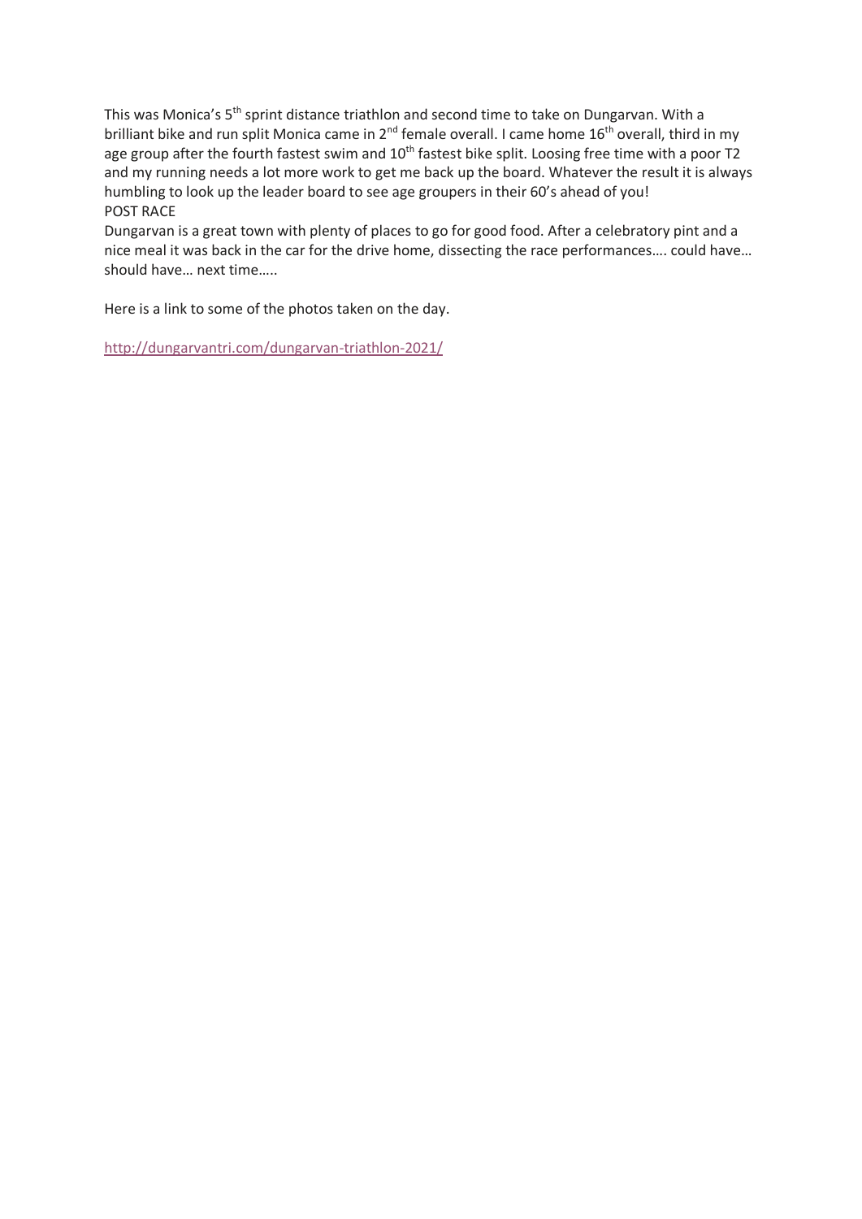This was Monica's 5th sprint distance triathlon and second time to take on Dungarvan. With a brilliant bike and run split Monica came in 2nd female overall. I came home 16th overall, third in my age group after the fourth fastest swim and 10th fastest bike split. Loosing free time with a poor T2 and my running needs a lot more work to get me back up the board. Whatever the result it is always humbling to look up the leader board to see age groupers in their 60's ahead of you!

POST RACE

Dungarvan is a great town with plenty of places to go for good food. After a celebratory pint and a nice meal it was back in the car for the drive home, dissecting the race performances…. could have… should have… next time…..

Here is a link to some of the photos taken on the day.

http://dungarvantri.com/dungarvan-triathlon-2021/